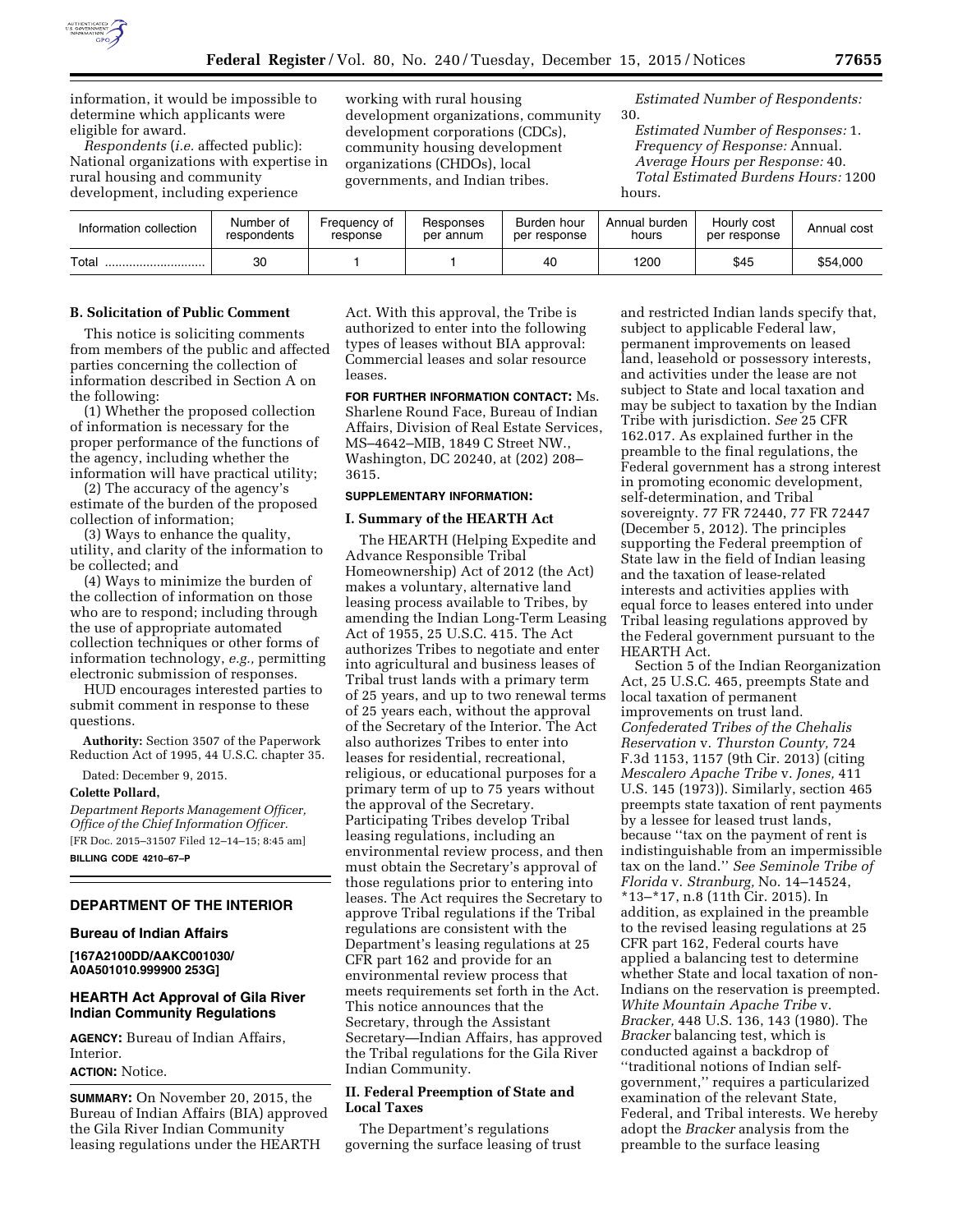information, it would be impossible to determine which applicants were eligible for award.

*Respondents* (*i.e.* affected public): National organizations with expertise in rural housing and community development, including experience working with rural housing development organizations, community development corporations (CDCs), community housing development organizations (CHDOs), local governments, and Indian tribes.

*Estimated Number of Respondents:* 30.

*Estimated Number of Responses:* 1.

*Frequency of Response:* Annual.

*Average Hours per Response:* 40.

*Total Estimated Burdens Hours:* 1200 hours.

| Information collection | Number of respondents | Frequency of response | Responses per annum | Burden hour per response | Annual burden hours | Hourly cost per response | Annual cost |
|---|---|---|---|---|---|---|---|
| Total ............................ | 30 | 1 | 1 | 40 | 1200 | $45 | $54,000 |

### B. Solicitation of Public Comment

This notice is soliciting comments from members of the public and affected parties concerning the collection of information described in Section A on the following:

(1) Whether the proposed collection of information is necessary for the proper performance of the functions of the agency, including whether the information will have practical utility;

(2) The accuracy of the agency's estimate of the burden of the proposed collection of information;

(3) Ways to enhance the quality, utility, and clarity of the information to be collected; and

(4) Ways to minimize the burden of the collection of information on those who are to respond; including through the use of appropriate automated collection techniques or other forms of information technology, *e.g.,* permitting electronic submission of responses.

HUD encourages interested parties to submit comment in response to these questions.

**Authority:** Section 3507 of the Paperwork Reduction Act of 1995, 44 U.S.C. chapter 35.

Dated: December 9, 2015.

**Colette Pollard,**

*Department Reports Management Officer, Office of the Chief Information Officer.*

[FR Doc. 2015–31507 Filed 12–14–15; 8:45 am]

**BILLING CODE 4210–67–P**

## DEPARTMENT OF THE INTERIOR

### Bureau of Indian Affairs

**[167A2100DD/AAKC001030/A0A501010.999900 253G]**

### HEARTH Act Approval of Gila River Indian Community Regulations

**AGENCY:** Bureau of Indian Affairs, Interior.

**ACTION:** Notice.

**SUMMARY:** On November 20, 2015, the Bureau of Indian Affairs (BIA) approved the Gila River Indian Community leasing regulations under the HEARTH Act. With this approval, the Tribe is authorized to enter into the following types of leases without BIA approval: Commercial leases and solar resource leases.

**FOR FURTHER INFORMATION CONTACT:** Ms. Sharlene Round Face, Bureau of Indian Affairs, Division of Real Estate Services, MS–4642–MIB, 1849 C Street NW., Washington, DC 20240, at (202) 208–3615.

**SUPPLEMENTARY INFORMATION:**

### I. Summary of the HEARTH Act

The HEARTH (Helping Expedite and Advance Responsible Tribal Homeownership) Act of 2012 (the Act) makes a voluntary, alternative land leasing process available to Tribes, by amending the Indian Long-Term Leasing Act of 1955, 25 U.S.C. 415. The Act authorizes Tribes to negotiate and enter into agricultural and business leases of Tribal trust lands with a primary term of 25 years, and up to two renewal terms of 25 years each, without the approval of the Secretary of the Interior. The Act also authorizes Tribes to enter into leases for residential, recreational, religious, or educational purposes for a primary term of up to 75 years without the approval of the Secretary. Participating Tribes develop Tribal leasing regulations, including an environmental review process, and then must obtain the Secretary's approval of those regulations prior to entering into leases. The Act requires the Secretary to approve Tribal regulations if the Tribal regulations are consistent with the Department's leasing regulations at 25 CFR part 162 and provide for an environmental review process that meets requirements set forth in the Act. This notice announces that the Secretary, through the Assistant Secretary—Indian Affairs, has approved the Tribal regulations for the Gila River Indian Community.

### II. Federal Preemption of State and Local Taxes

The Department's regulations governing the surface leasing of trust and restricted Indian lands specify that, subject to applicable Federal law, permanent improvements on leased land, leasehold or possessory interests, and activities under the lease are not subject to State and local taxation and may be subject to taxation by the Indian Tribe with jurisdiction. *See* 25 CFR 162.017. As explained further in the preamble to the final regulations, the Federal government has a strong interest in promoting economic development, self-determination, and Tribal sovereignty. 77 FR 72440, 77 FR 72447 (December 5, 2012). The principles supporting the Federal preemption of State law in the field of Indian leasing and the taxation of lease-related interests and activities applies with equal force to leases entered into under Tribal leasing regulations approved by the Federal government pursuant to the HEARTH Act.

Section 5 of the Indian Reorganization Act, 25 U.S.C. 465, preempts State and local taxation of permanent improvements on trust land. *Confederated Tribes of the Chehalis Reservation* v. *Thurston County,* 724 F.3d 1153, 1157 (9th Cir. 2013) (citing *Mescalero Apache Tribe* v. *Jones,* 411 U.S. 145 (1973)). Similarly, section 465 preempts state taxation of rent payments by a lessee for leased trust lands, because "tax on the payment of rent is indistinguishable from an impermissible tax on the land." *See Seminole Tribe of Florida* v. *Stranburg,* No. 14–14524, *13–*17, n.8 (11th Cir. 2015). In addition, as explained in the preamble to the revised leasing regulations at 25 CFR part 162, Federal courts have applied a balancing test to determine whether State and local taxation of non-Indians on the reservation is preempted. *White Mountain Apache Tribe* v. *Bracker,* 448 U.S. 136, 143 (1980). The *Bracker* balancing test, which is conducted against a backdrop of "traditional notions of Indian self-government," requires a particularized examination of the relevant State, Federal, and Tribal interests. We hereby adopt the *Bracker* analysis from the preamble to the surface leasing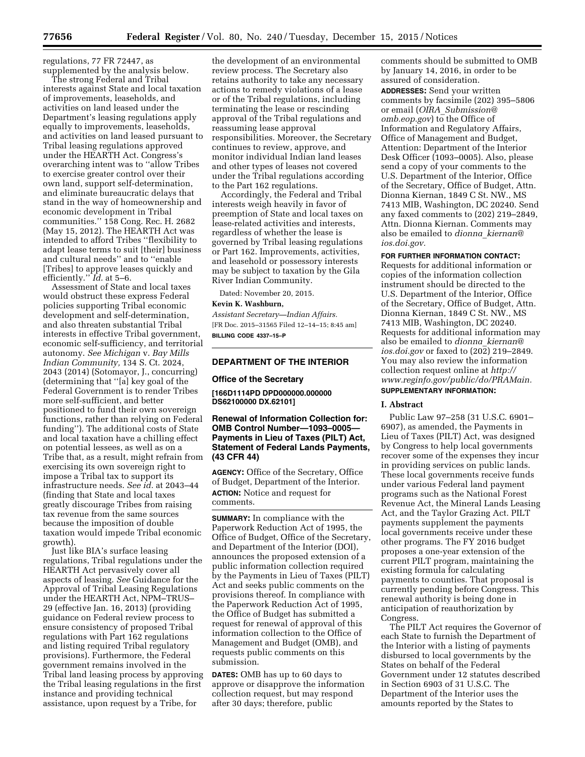regulations, 77 FR 72447, as supplemented by the analysis below.

The strong Federal and Tribal interests against State and local taxation of improvements, leaseholds, and activities on land leased under the Department's leasing regulations apply equally to improvements, leaseholds, and activities on land leased pursuant to Tribal leasing regulations approved under the HEARTH Act. Congress's overarching intent was to "allow Tribes to exercise greater control over their own land, support self-determination, and eliminate bureaucratic delays that stand in the way of homeownership and economic development in Tribal communities." 158 Cong. Rec. H. 2682 (May 15, 2012). The HEARTH Act was intended to afford Tribes "flexibility to adapt lease terms to suit [their] business and cultural needs" and to "enable [Tribes] to approve leases quickly and efficiently." *Id.* at 5–6.

Assessment of State and local taxes would obstruct these express Federal policies supporting Tribal economic development and self-determination, and also threaten substantial Tribal interests in effective Tribal government, economic self-sufficiency, and territorial autonomy. *See Michigan* v. *Bay Mills Indian Community,* 134 S. Ct. 2024, 2043 (2014) (Sotomayor, J., concurring) (determining that "[a] key goal of the Federal Government is to render Tribes more self-sufficient, and better positioned to fund their own sovereign functions, rather than relying on Federal funding"). The additional costs of State and local taxation have a chilling effect on potential lessees, as well as on a Tribe that, as a result, might refrain from exercising its own sovereign right to impose a Tribal tax to support its infrastructure needs. *See id.* at 2043–44 (finding that State and local taxes greatly discourage Tribes from raising tax revenue from the same sources because the imposition of double taxation would impede Tribal economic growth).

Just like BIA's surface leasing regulations, Tribal regulations under the HEARTH Act pervasively cover all aspects of leasing. *See* Guidance for the Approval of Tribal Leasing Regulations under the HEARTH Act, NPM–TRUS–29 (effective Jan. 16, 2013) (providing guidance on Federal review process to ensure consistency of proposed Tribal regulations with Part 162 regulations and listing required Tribal regulatory provisions). Furthermore, the Federal government remains involved in the Tribal land leasing process by approving the Tribal leasing regulations in the first instance and providing technical assistance, upon request by a Tribe, for the development of an environmental review process. The Secretary also retains authority to take any necessary actions to remedy violations of a lease or of the Tribal regulations, including terminating the lease or rescinding approval of the Tribal regulations and reassuming lease approval responsibilities. Moreover, the Secretary continues to review, approve, and monitor individual Indian land leases and other types of leases not covered under the Tribal regulations according to the Part 162 regulations.

Accordingly, the Federal and Tribal interests weigh heavily in favor of preemption of State and local taxes on lease-related activities and interests, regardless of whether the lease is governed by Tribal leasing regulations or Part 162. Improvements, activities, and leasehold or possessory interests may be subject to taxation by the Gila River Indian Community.

Dated: November 20, 2015.

**Kevin K. Washburn,**

*Assistant Secretary—Indian Affairs.*

[FR Doc. 2015–31565 Filed 12–14–15; 8:45 am]

**BILLING CODE 4337–15–P**

## DEPARTMENT OF THE INTERIOR

### Office of the Secretary

**[166D1114PD DPD000000.000000 DS62100000 DX.62101]**

### Renewal of Information Collection for: OMB Control Number—1093–0005—Payments in Lieu of Taxes (PILT) Act, Statement of Federal Lands Payments, (43 CFR 44)

**AGENCY:** Office of the Secretary, Office of Budget, Department of the Interior.

**ACTION:** Notice and request for comments.

**SUMMARY:** In compliance with the Paperwork Reduction Act of 1995, the Office of Budget, Office of the Secretary, and Department of the Interior (DOI), announces the proposed extension of a public information collection required by the Payments in Lieu of Taxes (PILT) Act and seeks public comments on the provisions thereof. In compliance with the Paperwork Reduction Act of 1995, the Office of Budget has submitted a request for renewal of approval of this information collection to the Office of Management and Budget (OMB), and requests public comments on this submission.

**DATES:** OMB has up to 60 days to approve or disapprove the information collection request, but may respond after 30 days; therefore, public comments should be submitted to OMB by January 14, 2016, in order to be assured of consideration.

**ADDRESSES:** Send your written comments by facsimile (202) 395–5806 or email (*OIRA_Submission@omb.eop.gov*) to the Office of Information and Regulatory Affairs, Office of Management and Budget, Attention: Department of the Interior Desk Officer (1093–0005). Also, please send a copy of your comments to the U.S. Department of the Interior, Office of the Secretary, Office of Budget, Attn. Dionna Kiernan, 1849 C St. NW., MS 7413 MIB, Washington, DC 20240. Send any faxed comments to (202) 219–2849, Attn. Dionna Kiernan. Comments may also be emailed to *dionna_kiernan@ios.doi.gov.*

**FOR FURTHER INFORMATION CONTACT:** Requests for additional information or copies of the information collection instrument should be directed to the U.S. Department of the Interior, Office of the Secretary, Office of Budget, Attn. Dionna Kiernan, 1849 C St. NW., MS 7413 MIB, Washington, DC 20240. Requests for additional information may also be emailed to *dionna_kiernan@ios.doi.gov* or faxed to (202) 219–2849. You may also review the information collection request online at *http://www.reginfo.gov/public/do/PRAMain.*

**SUPPLEMENTARY INFORMATION:**

#### I. Abstract

Public Law 97–258 (31 U.S.C. 6901–6907), as amended, the Payments in Lieu of Taxes (PILT) Act, was designed by Congress to help local governments recover some of the expenses they incur in providing services on public lands. These local governments receive funds under various Federal land payment programs such as the National Forest Revenue Act, the Mineral Lands Leasing Act, and the Taylor Grazing Act. PILT payments supplement the payments local governments receive under these other programs. The FY 2016 budget proposes a one-year extension of the current PILT program, maintaining the existing formula for calculating payments to counties. That proposal is currently pending before Congress. This renewal authority is being done in anticipation of reauthorization by Congress.

The PILT Act requires the Governor of each State to furnish the Department of the Interior with a listing of payments disbursed to local governments by the States on behalf of the Federal Government under 12 statutes described in Section 6903 of 31 U.S.C. The Department of the Interior uses the amounts reported by the States to